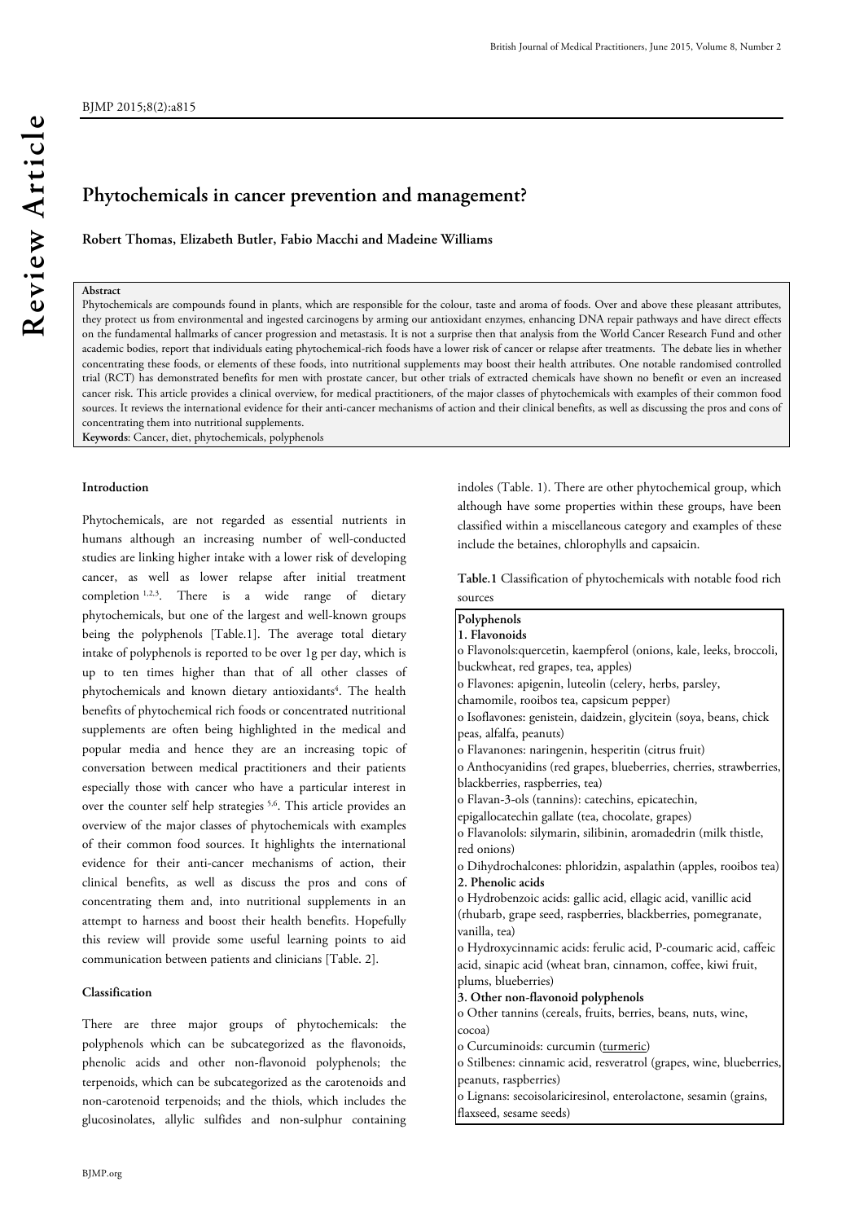Review Article

BJMP 2015;8(2):a815

# Phytochemicals in cancer prevention and management?

**Robert Thomas, Elizabeth Butler, Fabio Macchi and Madeine Williams**

**Abstract**

Phytochemicals are compounds found in plants, which are responsible for the colour, taste and aroma of foods. Over and above these pleasant attributes, they protect us from environmental and ingested carcinogens by arming our antioxidant enzymes, enhancing DNA repair pathways and have direct effects on the fundamental hallmarks of cancer progression and metastasis. It is not a surprise then that analysis from the World Cancer Research Fund and other academic bodies, report that individuals eating phytochemical-rich foods have a lower risk of cancer or relapse after treatments. The debate lies in whether concentrating these foods, or elements of these foods, into nutritional supplements may boost their health attributes. One notable randomised controlled trial (RCT) has demonstrated benefits for men with prostate cancer, but other trials of extracted chemicals have shown no benefit or even an increased cancer risk. This article provides a clinical overview, for medical practitioners, of the major classes of phytochemicals with examples of their common food sources. It reviews the international evidence for their anti-cancer mechanisms of action and their clinical benefits, as well as discussing the pros and cons of concentrating them into nutritional supplements.

**Keywords**: Cancer, diet, phytochemicals, polyphenols

## Introduction

Phytochemicals, are not regarded as essential nutrients in humans although an increasing number of well-conducted studies are linking higher intake with a lower risk of developing cancer, as well as lower relapse after initial treatment completion [1,2,3]. There is a wide range of dietary phytochemicals, but one of the largest and well-known groups being the polyphenols [Table.1]. The average total dietary intake of polyphenols is reported to be over 1g per day, which is up to ten times higher than that of all other classes of phytochemicals and known dietary antioxidants[4]. The health benefits of phytochemical rich foods or concentrated nutritional supplements are often being highlighted in the medical and popular media and hence they are an increasing topic of conversation between medical practitioners and their patients especially those with cancer who have a particular interest in over the counter self help strategies [5,6]. This article provides an overview of the major classes of phytochemicals with examples of their common food sources. It highlights the international evidence for their anti-cancer mechanisms of action, their clinical benefits, as well as discuss the pros and cons of concentrating them and, into nutritional supplements in an attempt to harness and boost their health benefits. Hopefully this review will provide some useful learning points to aid communication between patients and clinicians [Table. 2].

## Classification

There are three major groups of phytochemicals: the polyphenols which can be subcategorized as the flavonoids, phenolic acids and other non-flavonoid polyphenols; the terpenoids, which can be subcategorized as the carotenoids and non-carotenoid terpenoids; and the thiols, which includes the glucosinolates, allylic sulfides and non-sulphur containing indoles (Table. 1). There are other phytochemical group, which although have some properties within these groups, have been classified within a miscellaneous category and examples of these include the betaines, chlorophylls and capsaicin.

**Table.1** Classification of phytochemicals with notable food rich sources

**Polyphenols**

**1. Flavonoids**

- Flavonols:quercetin, kaempferol (onions, kale, leeks, broccoli, buckwheat, red grapes, tea, apples)
- Flavones: apigenin, luteolin (celery, herbs, parsley, chamomile, rooibos tea, capsicum pepper)
- Isoflavones: genistein, daidzein, glycitein (soya, beans, chick peas, alfalfa, peanuts)
- Flavanones: naringenin, hesperitin (citrus fruit)
- Anthocyanidins (red grapes, blueberries, cherries, strawberries, blackberries, raspberries, tea)
- Flavan-3-ols (tannins): catechins, epicatechin, epigallocatechin gallate (tea, chocolate, grapes)
- Flavanolols: silymarin, silibinin, aromadedrin (milk thistle, red onions)
- Dihydrochalcones: phloridzin, aspalathin (apples, rooibos tea)

**2. Phenolic acids**

- Hydrobenzoic acids: gallic acid, ellagic acid, vanillic acid (rhubarb, grape seed, raspberries, blackberries, pomegranate, vanilla, tea)
- Hydroxycinnamic acids: ferulic acid, P-coumaric acid, caffeic acid, sinapic acid (wheat bran, cinnamon, coffee, kiwi fruit, plums, blueberries)

**3. Other non-flavonoid polyphenols**

- Other tannins (cereals, fruits, berries, beans, nuts, wine, cocoa)
- Curcuminoids: curcumin (turmeric)
- Stilbenes: cinnamic acid, resveratrol (grapes, wine, blueberries, peanuts, raspberries)
- Lignans: secoisolariciresinol, enterolactone, sesamin (grains, flaxseed, sesame seeds)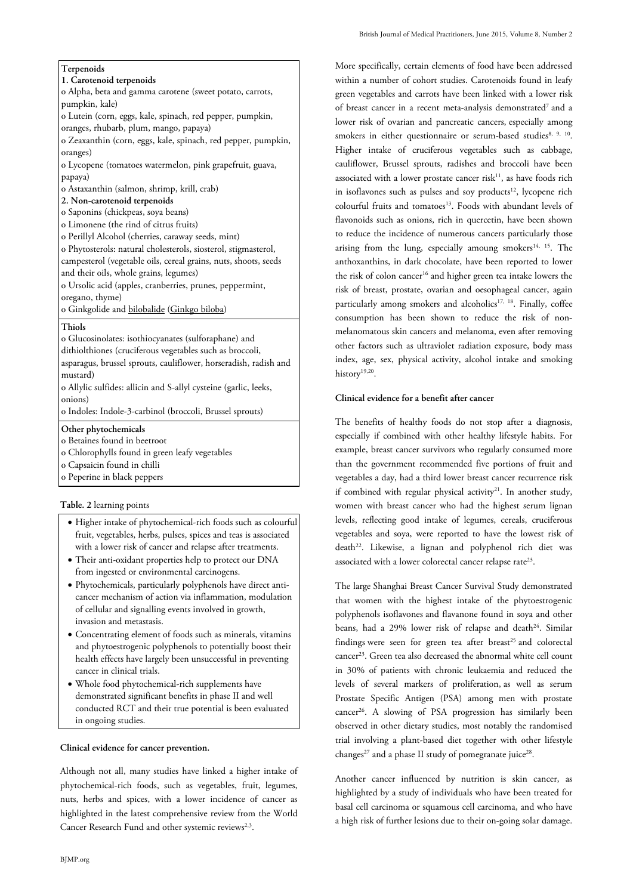**Terpenoids**

**1. Carotenoid terpenoids**

- o Alpha, beta and gamma carotene (sweet potato, carrots, pumpkin, kale)
- o Lutein (corn, eggs, kale, spinach, red pepper, pumpkin, oranges, rhubarb, plum, mango, papaya)
- o Zeaxanthin (corn, eggs, kale, spinach, red pepper, pumpkin, oranges)
- o Lycopene (tomatoes watermelon, pink grapefruit, guava, papaya)
- o Astaxanthin (salmon, shrimp, krill, crab)

**2. Non-carotenoid terpenoids**

- o Saponins (chickpeas, soya beans)
- o Limonene (the rind of citrus fruits)
- o Perillyl Alcohol (cherries, caraway seeds, mint)
- o Phytosterols: natural cholesterols, siosterol, stigmasterol, campesterol (vegetable oils, cereal grains, nuts, shoots, seeds and their oils, whole grains, legumes)
- o Ursolic acid (apples, cranberries, prunes, peppermint, oregano, thyme)
- o Ginkgolide and bilobalide (Ginkgo biloba)

**Thiols**

- o Glucosinolates: isothiocyanates (sulforaphane) and dithiolthiones (cruciferous vegetables such as broccoli, asparagus, brussel sprouts, cauliflower, horseradish, radish and mustard)
- o Allylic sulfides: allicin and S-allyl cysteine (garlic, leeks, onions)
- o Indoles: Indole-3-carbinol (broccoli, Brussel sprouts)

**Other phytochemicals**

- o Betaines found in beetroot
- o Chlorophylls found in green leafy vegetables
- o Capsaicin found in chilli
- o Peperine in black peppers

**Table. 2** learning points

- Higher intake of phytochemical-rich foods such as colourful fruit, vegetables, herbs, pulses, spices and teas is associated with a lower risk of cancer and relapse after treatments.
- Their anti-oxidant properties help to protect our DNA from ingested or environmental carcinogens.
- Phytochemicals, particularly polyphenols have direct anti-cancer mechanism of action via inflammation, modulation of cellular and signalling events involved in growth, invasion and metastasis.
- Concentrating element of foods such as minerals, vitamins and phytoestrogenic polyphenols to potentially boost their health effects have largely been unsuccessful in preventing cancer in clinical trials.
- Whole food phytochemical-rich supplements have demonstrated significant benefits in phase II and well conducted RCT and their true potential is been evaluated in ongoing studies.

**Clinical evidence for cancer prevention.**

Although not all, many studies have linked a higher intake of phytochemical-rich foods, such as vegetables, fruit, legumes, nuts, herbs and spices, with a lower incidence of cancer as highlighted in the latest comprehensive review from the World Cancer Research Fund and other systemic reviews[2,3].

More specifically, certain elements of food have been addressed within a number of cohort studies. Carotenoids found in leafy green vegetables and carrots have been linked with a lower risk of breast cancer in a recent meta-analysis demonstrated[7] and a lower risk of ovarian and pancreatic cancers, especially among smokers in either questionnaire or serum-based studies[8, 9, 10]. Higher intake of cruciferous vegetables such as cabbage, cauliflower, Brussel sprouts, radishes and broccoli have been associated with a lower prostate cancer risk[11], as have foods rich in isoflavones such as pulses and soy products[12], lycopene rich colourful fruits and tomatoes[13]. Foods with abundant levels of flavonoids such as onions, rich in quercetin, have been shown to reduce the incidence of numerous cancers particularly those arising from the lung, especially amoung smokers[14, 15]. The anthoxanthins, in dark chocolate, have been reported to lower the risk of colon cancer[16] and higher green tea intake lowers the risk of breast, prostate, ovarian and oesophageal cancer, again particularly among smokers and alcoholics[17, 18]. Finally, coffee consumption has been shown to reduce the risk of non-melanomatous skin cancers and melanoma, even after removing other factors such as ultraviolet radiation exposure, body mass index, age, sex, physical activity, alcohol intake and smoking history[19,20].

**Clinical evidence for a benefit after cancer**

The benefits of healthy foods do not stop after a diagnosis, especially if combined with other healthy lifestyle habits. For example, breast cancer survivors who regularly consumed more than the government recommended five portions of fruit and vegetables a day, had a third lower breast cancer recurrence risk if combined with regular physical activity[21]. In another study, women with breast cancer who had the highest serum lignan levels, reflecting good intake of legumes, cereals, cruciferous vegetables and soya, were reported to have the lowest risk of death[22]. Likewise, a lignan and polyphenol rich diet was associated with a lower colorectal cancer relapse rate[23].

The large Shanghai Breast Cancer Survival Study demonstrated that women with the highest intake of the phytoestrogenic polyphenols isoflavones and flavanone found in soya and other beans, had a 29% lower risk of relapse and death[24]. Similar findings were seen for green tea after breast[25] and colorectal cancer[23]. Green tea also decreased the abnormal white cell count in 30% of patients with chronic leukaemia and reduced the levels of several markers of proliferation, as well as serum Prostate Specific Antigen (PSA) among men with prostate cancer[26]. A slowing of PSA progression has similarly been observed in other dietary studies, most notably the randomised trial involving a plant-based diet together with other lifestyle changes[27] and a phase II study of pomegranate juice[28].

Another cancer influenced by nutrition is skin cancer, as highlighted by a study of individuals who have been treated for basal cell carcinoma or squamous cell carcinoma, and who have a high risk of further lesions due to their on-going solar damage.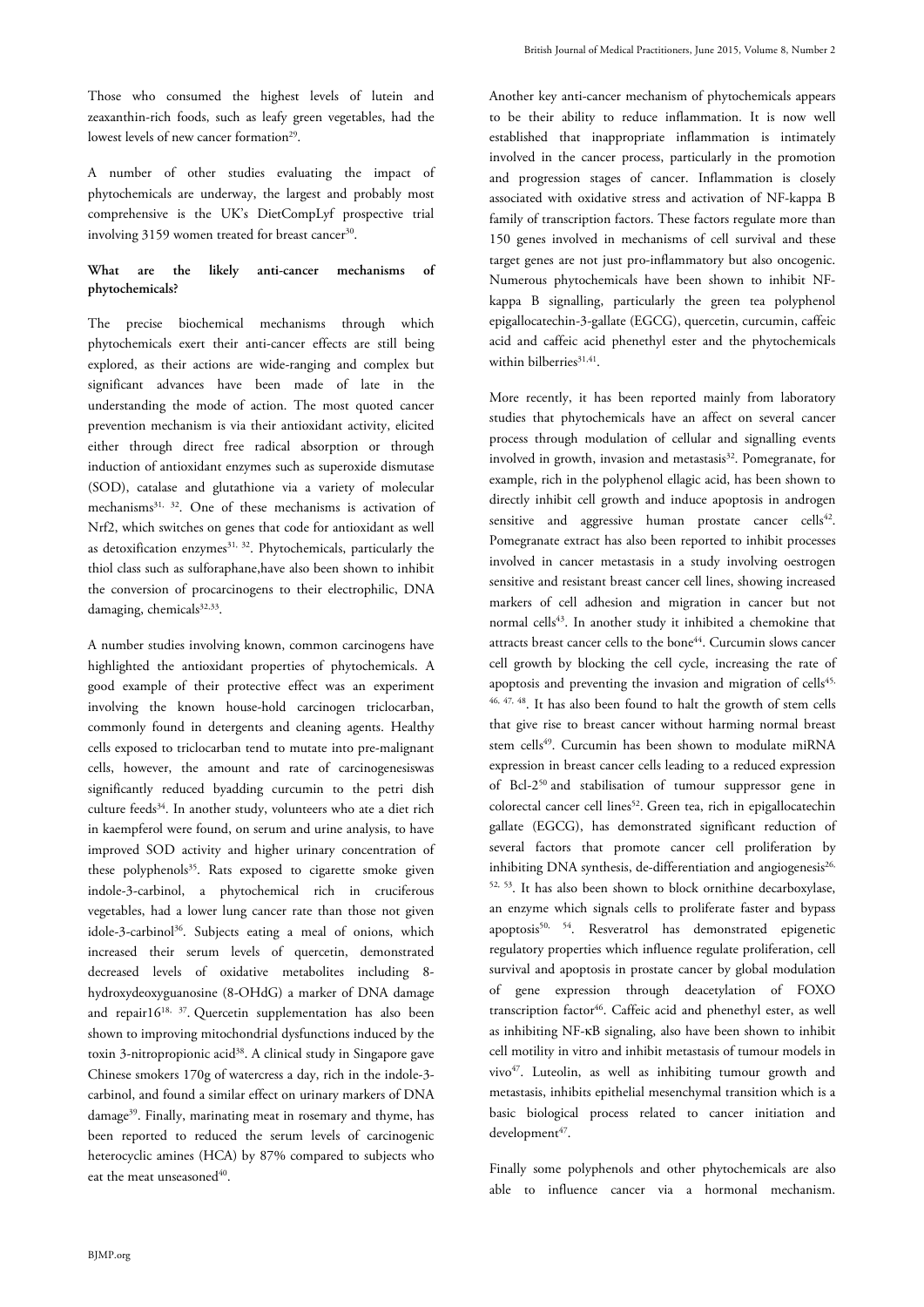Those who consumed the highest levels of lutein and zeaxanthin-rich foods, such as leafy green vegetables, had the lowest levels of new cancer formation[29].

A number of other studies evaluating the impact of phytochemicals are underway, the largest and probably most comprehensive is the UK's DietCompLyf prospective trial involving 3159 women treated for breast cancer[30].

**What are the likely anti-cancer mechanisms of phytochemicals?**

The precise biochemical mechanisms through which phytochemicals exert their anti-cancer effects are still being explored, as their actions are wide-ranging and complex but significant advances have been made of late in the understanding the mode of action. The most quoted cancer prevention mechanism is via their antioxidant activity, elicited either through direct free radical absorption or through induction of antioxidant enzymes such as superoxide dismutase (SOD), catalase and glutathione via a variety of molecular mechanisms[31, 32]. One of these mechanisms is activation of Nrf2, which switches on genes that code for antioxidant as well as detoxification enzymes[31, 32]. Phytochemicals, particularly the thiol class such as sulforaphane,have also been shown to inhibit the conversion of procarcinogens to their electrophilic, DNA damaging, chemicals[32,33].

A number studies involving known, common carcinogens have highlighted the antioxidant properties of phytochemicals. A good example of their protective effect was an experiment involving the known house-hold carcinogen triclocarban, commonly found in detergents and cleaning agents. Healthy cells exposed to triclocarban tend to mutate into pre-malignant cells, however, the amount and rate of carcinogenesiswas significantly reduced byadding curcumin to the petri dish culture feeds[34]. In another study, volunteers who ate a diet rich in kaempferol were found, on serum and urine analysis, to have improved SOD activity and higher urinary concentration of these polyphenols[35]. Rats exposed to cigarette smoke given indole-3-carbinol, a phytochemical rich in cruciferous vegetables, had a lower lung cancer rate than those not given idole-3-carbinol[36]. Subjects eating a meal of onions, which increased their serum levels of quercetin, demonstrated decreased levels of oxidative metabolites including 8-hydroxydeoxyguanosine (8-OHdG) a marker of DNA damage and repair16[18, 37]. Quercetin supplementation has also been shown to improving mitochondrial dysfunctions induced by the toxin 3-nitropropionic acid[38]. A clinical study in Singapore gave Chinese smokers 170g of watercress a day, rich in the indole-3-carbinol, and found a similar effect on urinary markers of DNA damage[39]. Finally, marinating meat in rosemary and thyme, has been reported to reduced the serum levels of carcinogenic heterocyclic amines (HCA) by 87% compared to subjects who eat the meat unseasoned[40].

Another key anti-cancer mechanism of phytochemicals appears to be their ability to reduce inflammation. It is now well established that inappropriate inflammation is intimately involved in the cancer process, particularly in the promotion and progression stages of cancer. Inflammation is closely associated with oxidative stress and activation of NF-kappa B family of transcription factors. These factors regulate more than 150 genes involved in mechanisms of cell survival and these target genes are not just pro-inflammatory but also oncogenic. Numerous phytochemicals have been shown to inhibit NF-kappa B signalling, particularly the green tea polyphenol epigallocatechin-3-gallate (EGCG), quercetin, curcumin, caffeic acid and caffeic acid phenethyl ester and the phytochemicals within bilberries[31,41].

More recently, it has been reported mainly from laboratory studies that phytochemicals have an affect on several cancer process through modulation of cellular and signalling events involved in growth, invasion and metastasis[32]. Pomegranate, for example, rich in the polyphenol ellagic acid, has been shown to directly inhibit cell growth and induce apoptosis in androgen sensitive and aggressive human prostate cancer cells[42]. Pomegranate extract has also been reported to inhibit processes involved in cancer metastasis in a study involving oestrogen sensitive and resistant breast cancer cell lines, showing increased markers of cell adhesion and migration in cancer but not normal cells[43]. In another study it inhibited a chemokine that attracts breast cancer cells to the bone[44]. Curcumin slows cancer cell growth by blocking the cell cycle, increasing the rate of apoptosis and preventing the invasion and migration of cells[45, 46, 47, 48]. It has also been found to halt the growth of stem cells that give rise to breast cancer without harming normal breast stem cells[49]. Curcumin has been shown to modulate miRNA expression in breast cancer cells leading to a reduced expression of Bcl-2[50] and stabilisation of tumour suppressor gene in colorectal cancer cell lines[52]. Green tea, rich in epigallocatechin gallate (EGCG), has demonstrated significant reduction of several factors that promote cancer cell proliferation by inhibiting DNA synthesis, de-differentiation and angiogenesis[26, 52, 53]. It has also been shown to block ornithine decarboxylase, an enzyme which signals cells to proliferate faster and bypass apoptosis[50, 54]. Resveratrol has demonstrated epigenetic regulatory properties which influence regulate proliferation, cell survival and apoptosis in prostate cancer by global modulation of gene expression through deacetylation of FOXO transcription factor[46]. Caffeic acid and phenethyl ester, as well as inhibiting NF-κB signaling, also have been shown to inhibit cell motility in vitro and inhibit metastasis of tumour models in vivo[47]. Luteolin, as well as inhibiting tumour growth and metastasis, inhibits epithelial mesenchymal transition which is a basic biological process related to cancer initiation and development[47].

Finally some polyphenols and other phytochemicals are also able to influence cancer via a hormonal mechanism.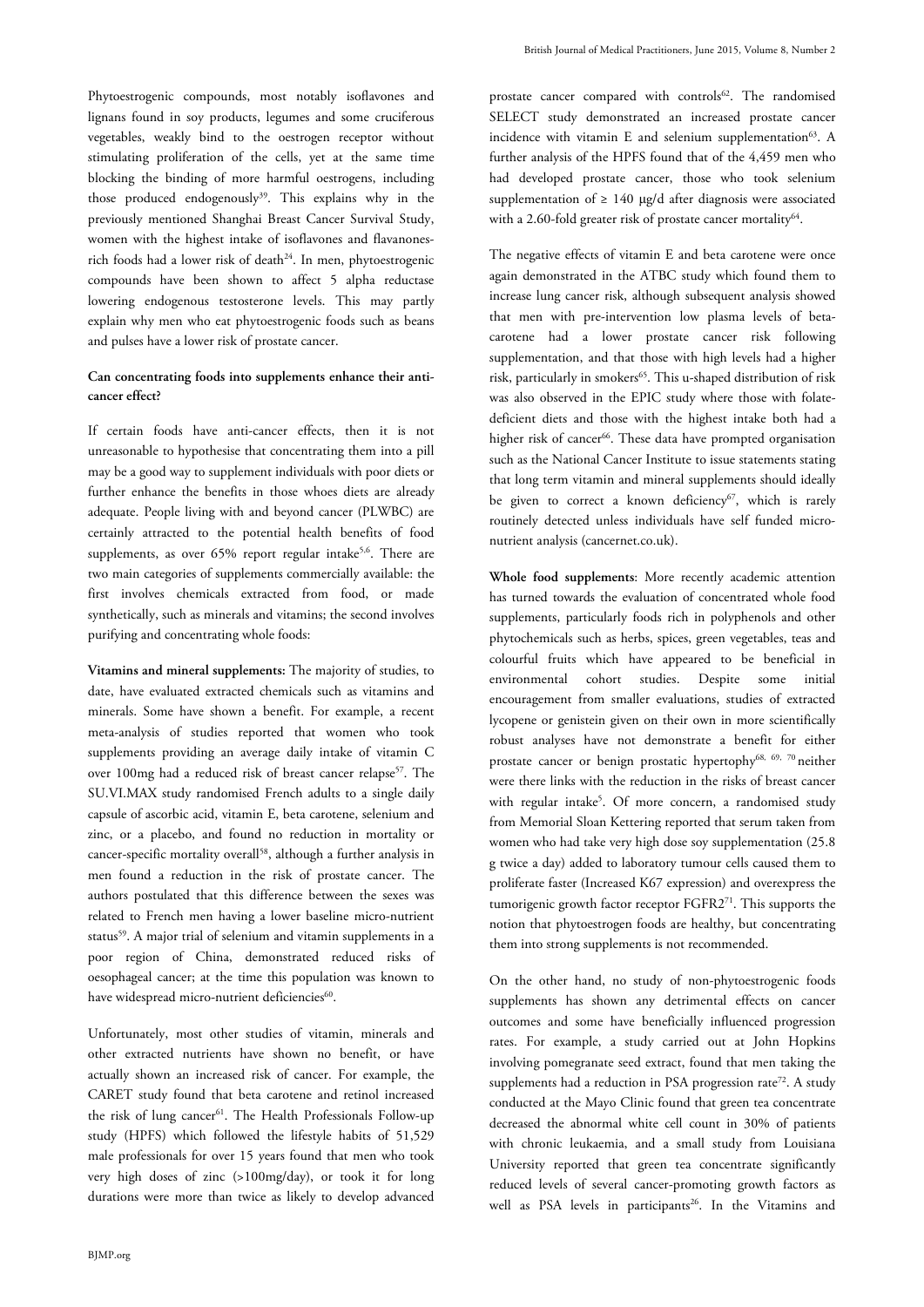Phytoestrogenic compounds, most notably isoflavones and lignans found in soy products, legumes and some cruciferous vegetables, weakly bind to the oestrogen receptor without stimulating proliferation of the cells, yet at the same time blocking the binding of more harmful oestrogens, including those produced endogenously[39]. This explains why in the previously mentioned Shanghai Breast Cancer Survival Study, women with the highest intake of isoflavones and flavanones-rich foods had a lower risk of death[24]. In men, phytoestrogenic compounds have been shown to affect 5 alpha reductase lowering endogenous testosterone levels. This may partly explain why men who eat phytoestrogenic foods such as beans and pulses have a lower risk of prostate cancer.

**Can concentrating foods into supplements enhance their anti-cancer effect?**

If certain foods have anti-cancer effects, then it is not unreasonable to hypothesise that concentrating them into a pill may be a good way to supplement individuals with poor diets or further enhance the benefits in those whoes diets are already adequate. People living with and beyond cancer (PLWBC) are certainly attracted to the potential health benefits of food supplements, as over 65% report regular intake[5,6]. There are two main categories of supplements commercially available: the first involves chemicals extracted from food, or made synthetically, such as minerals and vitamins; the second involves purifying and concentrating whole foods:

**Vitamins and mineral supplements:** The majority of studies, to date, have evaluated extracted chemicals such as vitamins and minerals. Some have shown a benefit. For example, a recent meta-analysis of studies reported that women who took supplements providing an average daily intake of vitamin C over 100mg had a reduced risk of breast cancer relapse[57]. The SU.VI.MAX study randomised French adults to a single daily capsule of ascorbic acid, vitamin E, beta carotene, selenium and zinc, or a placebo, and found no reduction in mortality or cancer-specific mortality overall[58], although a further analysis in men found a reduction in the risk of prostate cancer. The authors postulated that this difference between the sexes was related to French men having a lower baseline micro-nutrient status[59]. A major trial of selenium and vitamin supplements in a poor region of China, demonstrated reduced risks of oesophageal cancer; at the time this population was known to have widespread micro-nutrient deficiencies[60].

Unfortunately, most other studies of vitamin, minerals and other extracted nutrients have shown no benefit, or have actually shown an increased risk of cancer. For example, the CARET study found that beta carotene and retinol increased the risk of lung cancer[61]. The Health Professionals Follow-up study (HPFS) which followed the lifestyle habits of 51,529 male professionals for over 15 years found that men who took very high doses of zinc (>100mg/day), or took it for long durations were more than twice as likely to develop advanced prostate cancer compared with controls[62]. The randomised SELECT study demonstrated an increased prostate cancer incidence with vitamin E and selenium supplementation[63]. A further analysis of the HPFS found that of the 4,459 men who had developed prostate cancer, those who took selenium supplementation of ≥ 140 μg/d after diagnosis were associated with a 2.60-fold greater risk of prostate cancer mortality[64].

The negative effects of vitamin E and beta carotene were once again demonstrated in the ATBC study which found them to increase lung cancer risk, although subsequent analysis showed that men with pre-intervention low plasma levels of beta-carotene had a lower prostate cancer risk following supplementation, and that those with high levels had a higher risk, particularly in smokers[65]. This u-shaped distribution of risk was also observed in the EPIC study where those with folate-deficient diets and those with the highest intake both had a higher risk of cancer[66]. These data have prompted organisation such as the National Cancer Institute to issue statements stating that long term vitamin and mineral supplements should ideally be given to correct a known deficiency[67], which is rarely routinely detected unless individuals have self funded micro-nutrient analysis (cancernet.co.uk).

**Whole food supplements**: More recently academic attention has turned towards the evaluation of concentrated whole food supplements, particularly foods rich in polyphenols and other phytochemicals such as herbs, spices, green vegetables, teas and colourful fruits which have appeared to be beneficial in environmental cohort studies. Despite some initial encouragement from smaller evaluations, studies of extracted lycopene or genistein given on their own in more scientifically robust analyses have not demonstrate a benefit for either prostate cancer or benign prostatic hypertophy[68, 69, 70] neither were there links with the reduction in the risks of breast cancer with regular intake[5]. Of more concern, a randomised study from Memorial Sloan Kettering reported that serum taken from women who had take very high dose soy supplementation (25.8 g twice a day) added to laboratory tumour cells caused them to proliferate faster (Increased K67 expression) and overexpress the tumorigenic growth factor receptor FGFR2[71]. This supports the notion that phytoestrogen foods are healthy, but concentrating them into strong supplements is not recommended.

On the other hand, no study of non-phytoestrogenic foods supplements has shown any detrimental effects on cancer outcomes and some have beneficially influenced progression rates. For example, a study carried out at John Hopkins involving pomegranate seed extract, found that men taking the supplements had a reduction in PSA progression rate[72]. A study conducted at the Mayo Clinic found that green tea concentrate decreased the abnormal white cell count in 30% of patients with chronic leukaemia, and a small study from Louisiana University reported that green tea concentrate significantly reduced levels of several cancer-promoting growth factors as well as PSA levels in participants[26]. In the Vitamins and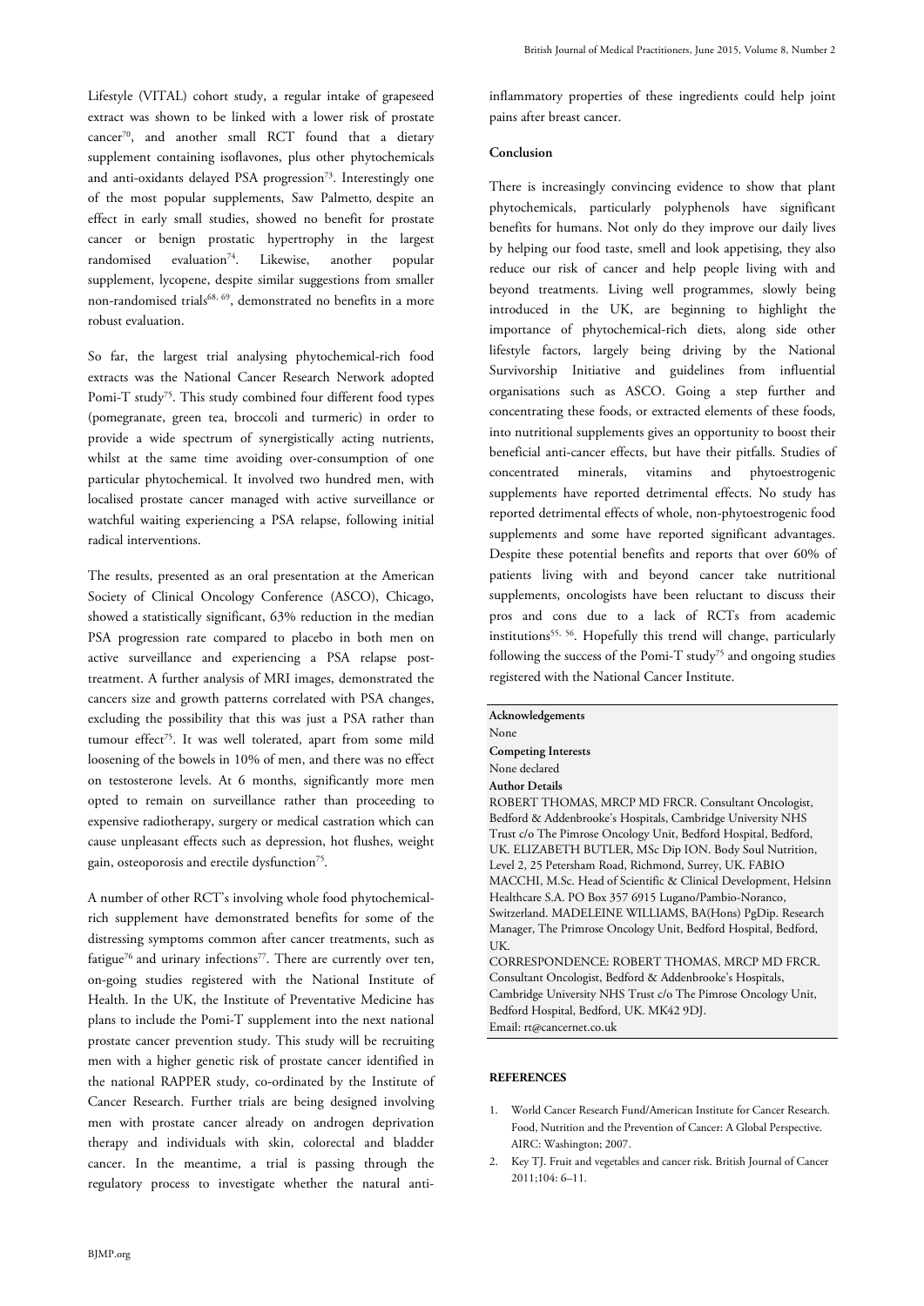Lifestyle (VITAL) cohort study, a regular intake of grapeseed extract was shown to be linked with a lower risk of prostate cancer[70], and another small RCT found that a dietary supplement containing isoflavones, plus other phytochemicals and anti-oxidants delayed PSA progression[73]. Interestingly one of the most popular supplements, Saw Palmetto, despite an effect in early small studies, showed no benefit for prostate cancer or benign prostatic hypertrophy in the largest randomised evaluation[74]. Likewise, another popular supplement, lycopene, despite similar suggestions from smaller non-randomised trials[68, 69], demonstrated no benefits in a more robust evaluation.

So far, the largest trial analysing phytochemical-rich food extracts was the National Cancer Research Network adopted Pomi-T study[75]. This study combined four different food types (pomegranate, green tea, broccoli and turmeric) in order to provide a wide spectrum of synergistically acting nutrients, whilst at the same time avoiding over-consumption of one particular phytochemical. It involved two hundred men, with localised prostate cancer managed with active surveillance or watchful waiting experiencing a PSA relapse, following initial radical interventions.

The results, presented as an oral presentation at the American Society of Clinical Oncology Conference (ASCO), Chicago, showed a statistically significant, 63% reduction in the median PSA progression rate compared to placebo in both men on active surveillance and experiencing a PSA relapse post-treatment. A further analysis of MRI images, demonstrated the cancers size and growth patterns correlated with PSA changes, excluding the possibility that this was just a PSA rather than tumour effect[75]. It was well tolerated, apart from some mild loosening of the bowels in 10% of men, and there was no effect on testosterone levels. At 6 months, significantly more men opted to remain on surveillance rather than proceeding to expensive radiotherapy, surgery or medical castration which can cause unpleasant effects such as depression, hot flushes, weight gain, osteoporosis and erectile dysfunction[75].

A number of other RCT's involving whole food phytochemical-rich supplement have demonstrated benefits for some of the distressing symptoms common after cancer treatments, such as fatigue[76] and urinary infections[77]. There are currently over ten, on-going studies registered with the National Institute of Health. In the UK, the Institute of Preventative Medicine has plans to include the Pomi-T supplement into the next national prostate cancer prevention study. This study will be recruiting men with a higher genetic risk of prostate cancer identified in the national RAPPER study, co-ordinated by the Institute of Cancer Research. Further trials are being designed involving men with prostate cancer already on androgen deprivation therapy and individuals with skin, colorectal and bladder cancer. In the meantime, a trial is passing through the regulatory process to investigate whether the natural anti-inflammatory properties of these ingredients could help joint pains after breast cancer.

## Conclusion

There is increasingly convincing evidence to show that plant phytochemicals, particularly polyphenols have significant benefits for humans. Not only do they improve our daily lives by helping our food taste, smell and look appetising, they also reduce our risk of cancer and help people living with and beyond treatments. Living well programmes, slowly being introduced in the UK, are beginning to highlight the importance of phytochemical-rich diets, along side other lifestyle factors, largely being driving by the National Survivorship Initiative and guidelines from influential organisations such as ASCO. Going a step further and concentrating these foods, or extracted elements of these foods, into nutritional supplements gives an opportunity to boost their beneficial anti-cancer effects, but have their pitfalls. Studies of concentrated minerals, vitamins and phytoestrogenic supplements have reported detrimental effects. No study has reported detrimental effects of whole, non-phytoestrogenic food supplements and some have reported significant advantages. Despite these potential benefits and reports that over 60% of patients living with and beyond cancer take nutritional supplements, oncologists have been reluctant to discuss their pros and cons due to a lack of RCTs from academic institutions[55, 56]. Hopefully this trend will change, particularly following the success of the Pomi-T study[75] and ongoing studies registered with the National Cancer Institute.

**Acknowledgements**
None
**Competing Interests**
None declared
**Author Details**
ROBERT THOMAS, MRCP MD FRCR. Consultant Oncologist, Bedford & Addenbrooke's Hospitals, Cambridge University NHS Trust c/o The Pimrose Oncology Unit, Bedford Hospital, Bedford, UK. ELIZABETH BUTLER, MSc Dip ION. Body Soul Nutrition, Level 2, 25 Petersham Road, Richmond, Surrey, UK. FABIO MACCHI, M.Sc. Head of Scientific & Clinical Development, Helsinn Healthcare S.A. PO Box 357 6915 Lugano/Pambio-Noranco, Switzerland. MADELEINE WILLIAMS, BA(Hons) PgDip. Research Manager, The Primrose Oncology Unit, Bedford Hospital, Bedford, UK.
CORRESPONDENCE: ROBERT THOMAS, MRCP MD FRCR. Consultant Oncologist, Bedford & Addenbrooke's Hospitals, Cambridge University NHS Trust c/o The Pimrose Oncology Unit, Bedford Hospital, Bedford, UK. MK42 9DJ.
Email: rt@cancernet.co.uk

## REFERENCES

1. World Cancer Research Fund/American Institute for Cancer Research. Food, Nutrition and the Prevention of Cancer: A Global Perspective. AIRC: Washington; 2007.
2. Key TJ. Fruit and vegetables and cancer risk. British Journal of Cancer 2011;104: 6–11.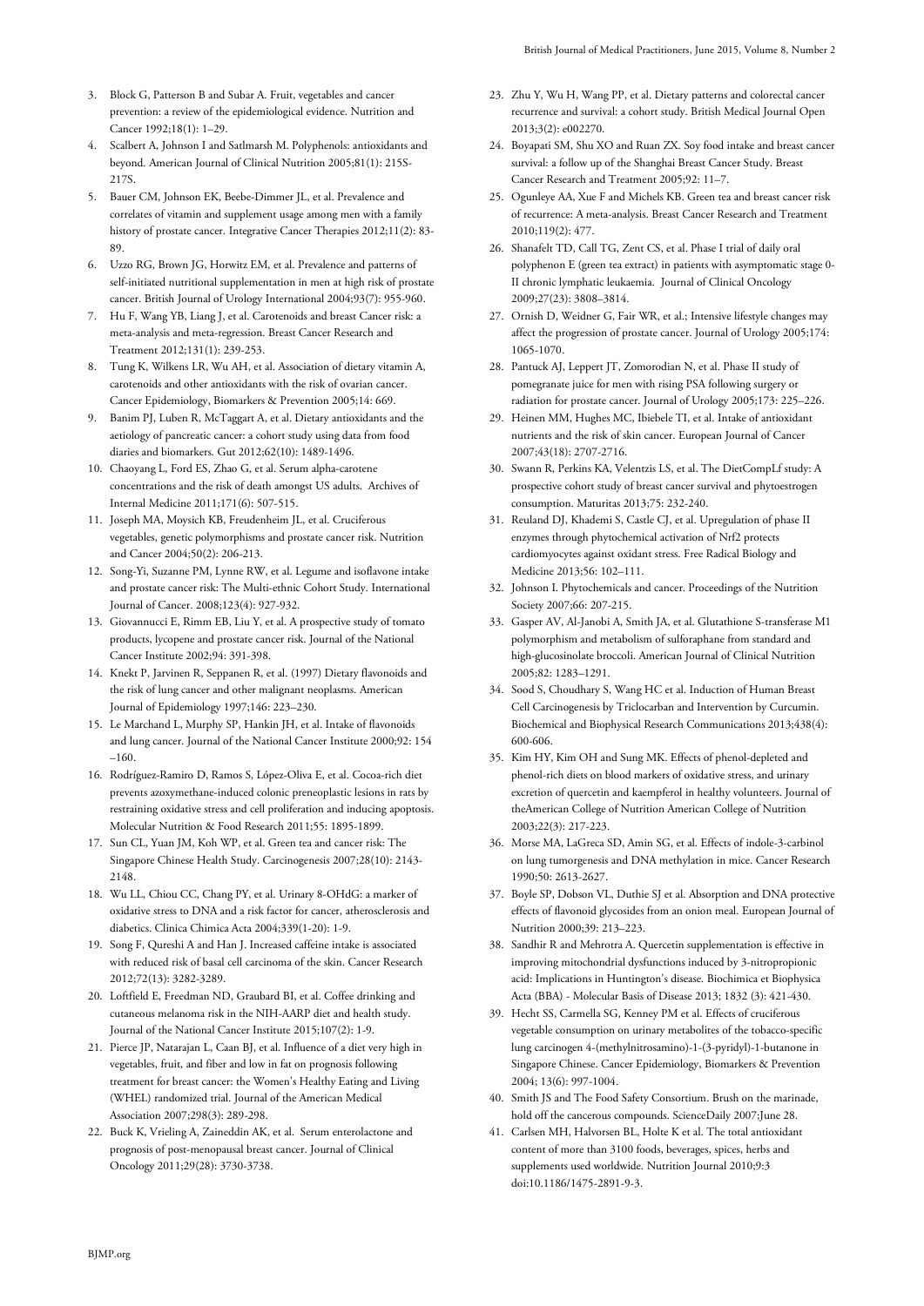3. Block G, Patterson B and Subar A. Fruit, vegetables and cancer prevention: a review of the epidemiological evidence. Nutrition and Cancer 1992;18(1): 1–29.
4. Scalbert A, Johnson I and Satlmarsh M. Polyphenols: antioxidants and beyond. American Journal of Clinical Nutrition 2005;81(1): 215S-217S.
5. Bauer CM, Johnson EK, Beebe-Dimmer JL, et al. Prevalence and correlates of vitamin and supplement usage among men with a family history of prostate cancer. Integrative Cancer Therapies 2012;11(2): 83-89.
6. Uzzo RG, Brown JG, Horwitz EM, et al. Prevalence and patterns of self-initiated nutritional supplementation in men at high risk of prostate cancer. British Journal of Urology International 2004;93(7): 955-960.
7. Hu F, Wang YB, Liang J, et al. Carotenoids and breast Cancer risk: a meta-analysis and meta-regression. Breast Cancer Research and Treatment 2012;131(1): 239-253.
8. Tung K, Wilkens LR, Wu AH, et al. Association of dietary vitamin A, carotenoids and other antioxidants with the risk of ovarian cancer. Cancer Epidemiology, Biomarkers & Prevention 2005;14: 669.
9. Banim PJ, Luben R, McTaggart A, et al. Dietary antioxidants and the aetiology of pancreatic cancer: a cohort study using data from food diaries and biomarkers. Gut 2012;62(10): 1489-1496.
10. Chaoyang L, Ford ES, Zhao G, et al. Serum alpha-carotene concentrations and the risk of death amongst US adults. Archives of Internal Medicine 2011;171(6): 507-515.
11. Joseph MA, Moysich KB, Freudenheim JL, et al. Cruciferous vegetables, genetic polymorphisms and prostate cancer risk. Nutrition and Cancer 2004;50(2): 206-213.
12. Song-Yi, Suzanne PM, Lynne RW, et al. Legume and isoflavone intake and prostate cancer risk: The Multi-ethnic Cohort Study. International Journal of Cancer. 2008;123(4): 927-932.
13. Giovannucci E, Rimm EB, Liu Y, et al. A prospective study of tomato products, lycopene and prostate cancer risk. Journal of the National Cancer Institute 2002;94: 391-398.
14. Knekt P, Jarvinen R, Seppanen R, et al. (1997) Dietary flavonoids and the risk of lung cancer and other malignant neoplasms. American Journal of Epidemiology 1997;146: 223–230.
15. Le Marchand L, Murphy SP, Hankin JH, et al. Intake of flavonoids and lung cancer. Journal of the National Cancer Institute 2000;92: 154 –160.
16. Rodríguez-Ramiro D, Ramos S, López-Oliva E, et al. Cocoa-rich diet prevents azoxymethane-induced colonic preneoplastic lesions in rats by restraining oxidative stress and cell proliferation and inducing apoptosis. Molecular Nutrition & Food Research 2011;55: 1895-1899.
17. Sun CL, Yuan JM, Koh WP, et al. Green tea and cancer risk: The Singapore Chinese Health Study. Carcinogenesis 2007;28(10): 2143-2148.
18. Wu LL, Chiou CC, Chang PY, et al. Urinary 8-OHdG: a marker of oxidative stress to DNA and a risk factor for cancer, atherosclerosis and diabetics. Clinica Chimica Acta 2004;339(1-20): 1-9.
19. Song F, Qureshi A and Han J. Increased caffeine intake is associated with reduced risk of basal cell carcinoma of the skin. Cancer Research 2012;72(13): 3282-3289.
20. Loftfield E, Freedman ND, Graubard BI, et al. Coffee drinking and cutaneous melanoma risk in the NIH-AARP diet and health study. Journal of the National Cancer Institute 2015;107(2): 1-9.
21. Pierce JP, Natarajan L, Caan BJ, et al. Influence of a diet very high in vegetables, fruit, and fiber and low in fat on prognosis following treatment for breast cancer: the Women's Healthy Eating and Living (WHEL) randomized trial. Journal of the American Medical Association 2007;298(3): 289-298.
22. Buck K, Vrieling A, Zaineddin AK, et al. Serum enterolactone and prognosis of post-menopausal breast cancer. Journal of Clinical Oncology 2011;29(28): 3730-3738.
23. Zhu Y, Wu H, Wang PP, et al. Dietary patterns and colorectal cancer recurrence and survival: a cohort study. British Medical Journal Open 2013;3(2): e002270.
24. Boyapati SM, Shu XO and Ruan ZX. Soy food intake and breast cancer survival: a follow up of the Shanghai Breast Cancer Study. Breast Cancer Research and Treatment 2005;92: 11–7.
25. Ogunleye AA, Xue F and Michels KB. Green tea and breast cancer risk of recurrence: A meta-analysis. Breast Cancer Research and Treatment 2010;119(2): 477.
26. Shanafelt TD, Call TG, Zent CS, et al. Phase I trial of daily oral polyphenon E (green tea extract) in patients with asymptomatic stage 0-II chronic lymphatic leukaemia. Journal of Clinical Oncology 2009;27(23): 3808–3814.
27. Ornish D, Weidner G, Fair WR, et al.; Intensive lifestyle changes may affect the progression of prostate cancer. Journal of Urology 2005;174: 1065-1070.
28. Pantuck AJ, Leppert JT, Zomorodian N, et al. Phase II study of pomegranate juice for men with rising PSA following surgery or radiation for prostate cancer. Journal of Urology 2005;173: 225–226.
29. Heinen MM, Hughes MC, Ibiebele TI, et al. Intake of antioxidant nutrients and the risk of skin cancer. European Journal of Cancer 2007;43(18): 2707-2716.
30. Swann R, Perkins KA, Velentzis LS, et al. The DietCompLf study: A prospective cohort study of breast cancer survival and phytoestrogen consumption. Maturitas 2013;75: 232-240.
31. Reuland DJ, Khademi S, Castle CJ, et al. Upregulation of phase II enzymes through phytochemical activation of Nrf2 protects cardiomyocytes against oxidant stress. Free Radical Biology and Medicine 2013;56: 102–111.
32. Johnson I. Phytochemicals and cancer. Proceedings of the Nutrition Society 2007;66: 207-215.
33. Gasper AV, Al-Janobi A, Smith JA, et al. Glutathione S-transferase M1 polymorphism and metabolism of sulforaphane from standard and high-glucosinolate broccoli. American Journal of Clinical Nutrition 2005;82: 1283–1291.
34. Sood S, Choudhary S, Wang HC et al. Induction of Human Breast Cell Carcinogenesis by Triclocarban and Intervention by Curcumin. Biochemical and Biophysical Research Communications 2013;438(4): 600-606.
35. Kim HY, Kim OH and Sung MK. Effects of phenol-depleted and phenol-rich diets on blood markers of oxidative stress, and urinary excretion of quercetin and kaempferol in healthy volunteers. Journal of theAmerican College of Nutrition American College of Nutrition 2003;22(3): 217-223.
36. Morse MA, LaGreca SD, Amin SG, et al. Effects of indole-3-carbinol on lung tumorgenesis and DNA methylation in mice. Cancer Research 1990;50: 2613-2627.
37. Boyle SP, Dobson VL, Duthie SJ et al. Absorption and DNA protective effects of flavonoid glycosides from an onion meal. European Journal of Nutrition 2000;39: 213–223.
38. Sandhir R and Mehrotra A. Quercetin supplementation is effective in improving mitochondrial dysfunctions induced by 3-nitropropionic acid: Implications in Huntington's disease. Biochimica et Biophysica Acta (BBA) - Molecular Basis of Disease 2013; 1832 (3): 421-430.
39. Hecht SS, Carmella SG, Kenney PM et al. Effects of cruciferous vegetable consumption on urinary metabolites of the tobacco-specific lung carcinogen 4-(methylnitrosamino)-1-(3-pyridyl)-1-butanone in Singapore Chinese. Cancer Epidemiology, Biomarkers & Prevention 2004; 13(6): 997-1004.
40. Smith JS and The Food Safety Consortium. Brush on the marinade, hold off the cancerous compounds. ScienceDaily 2007;June 28.
41. Carlsen MH, Halvorsen BL, Holte K et al. The total antioxidant content of more than 3100 foods, beverages, spices, herbs and supplements used worldwide. Nutrition Journal 2010;9:3 doi:10.1186/1475-2891-9-3.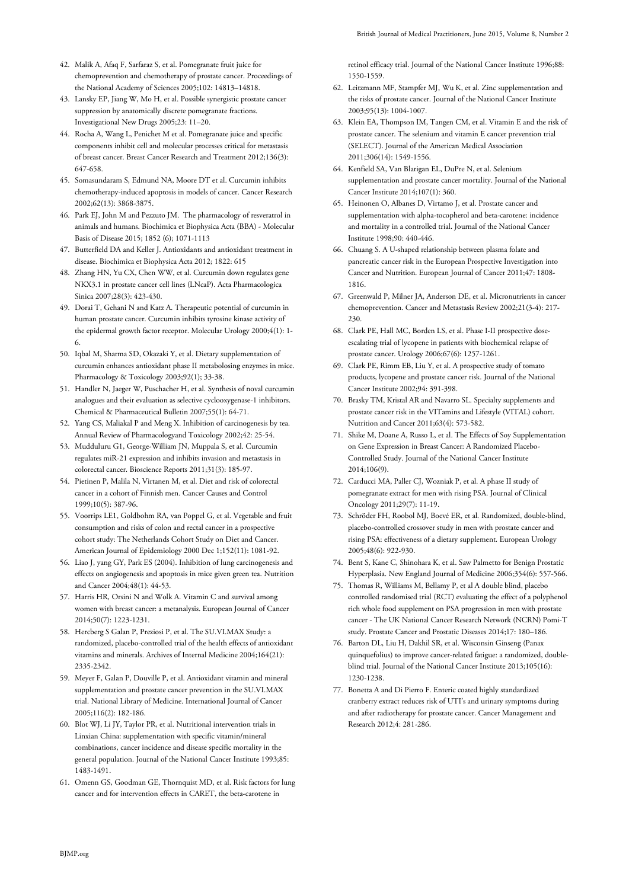42. Malik A, Afaq F, Sarfaraz S, et al. Pomegranate fruit juice for chemoprevention and chemotherapy of prostate cancer. Proceedings of the National Academy of Sciences 2005;102: 14813–14818.
43. Lansky EP, Jiang W, Mo H, et al. Possible synergistic prostate cancer suppression by anatomically discrete pomegranate fractions. Investigational New Drugs 2005;23: 11–20.
44. Rocha A, Wang L, Penichet M et al. Pomegranate juice and specific components inhibit cell and molecular processes critical for metastasis of breast cancer. Breast Cancer Research and Treatment 2012;136(3): 647-658.
45. Somasundaram S, Edmund NA, Moore DT et al. Curcumin inhibits chemotherapy-induced apoptosis in models of cancer. Cancer Research 2002;62(13): 3868-3875.
46. Park EJ, John M and Pezzuto JM. The pharmacology of resveratrol in animals and humans. Biochimica et Biophysica Acta (BBA) - Molecular Basis of Disease 2015; 1852 (6); 1071-1113
47. Butterfield DA and Keller J. Antioxidants and antioxidant treatment in disease. Biochimica et Biophysica Acta 2012; 1822: 615
48. Zhang HN, Yu CX, Chen WW, et al. Curcumin down regulates gene NKX3.1 in prostate cancer cell lines (LNcaP). Acta Pharmacologica Sinica 2007;28(3): 423-430.
49. Dorai T, Gehani N and Katz A. Therapeutic potential of curcumin in human prostate cancer. Curcumin inhibits tyrosine kinase activity of the epidermal growth factor receptor. Molecular Urology 2000;4(1): 1-6.
50. Iqbal M, Sharma SD, Okazaki Y, et al. Dietary supplementation of curcumin enhances antioxidant phase II metabolosing enzymes in mice. Pharmacology & Toxicology 2003;92(1); 33-38.
51. Handler N, Jaeger W, Puschacher H, et al. Synthesis of noval curcumin analogues and their evaluation as selective cyclooxygenase-1 inhibitors. Chemical & Pharmaceutical Bulletin 2007;55(1): 64-71.
52. Yang CS, Maliakal P and Meng X. Inhibition of carcinogenesis by tea. Annual Review of Pharmacologyand Toxicology 2002;42: 25-54.
53. Mudduluru G1, George-William JN, Muppala S, et al. Curcumin regulates miR-21 expression and inhibits invasion and metastasis in colorectal cancer. Bioscience Reports 2011;31(3): 185-97.
54. Pietinen P, Malila N, Virtanen M, et al. Diet and risk of colorectal cancer in a cohort of Finnish men. Cancer Causes and Control 1999;10(5): 387-96.
55. Voorrips LE1, Goldbohm RA, van Poppel G, et al. Vegetable and fruit consumption and risks of colon and rectal cancer in a prospective cohort study: The Netherlands Cohort Study on Diet and Cancer. American Journal of Epidemiology 2000 Dec 1;152(11): 1081-92.
56. Liao J, yang GY, Park ES (2004). Inhibition of lung carcinogenesis and effects on angiogenesis and apoptosis in mice given green tea. Nutrition and Cancer 2004;48(1): 44-53.
57. Harris HR, Orsini N and Wolk A. Vitamin C and survival among women with breast cancer: a metanalysis. European Journal of Cancer 2014;50(7): 1223-1231.
58. Hercberg S Galan P, Preziosi P, et al. The SU.VI.MAX Study: a randomized, placebo-controlled trial of the health effects of antioxidant vitamins and minerals. Archives of Internal Medicine 2004;164(21): 2335-2342.
59. Meyer F, Galan P, Douville P, et al. Antioxidant vitamin and mineral supplementation and prostate cancer prevention in the SU.VI.MAX trial. National Library of Medicine. International Journal of Cancer 2005;116(2): 182-186.
60. Blot WJ, Li JY, Taylor PR, et al. Nutritional intervention trials in Linxian China: supplementation with specific vitamin/mineral combinations, cancer incidence and disease specific mortality in the general population. Journal of the National Cancer Institute 1993;85: 1483-1491.
61. Omenn GS, Goodman GE, Thornquist MD, et al. Risk factors for lung cancer and for intervention effects in CARET, the beta-carotene in retinol efficacy trial. Journal of the National Cancer Institute 1996;88: 1550-1559.
62. Leitzmann MF, Stampfer MJ, Wu K, et al. Zinc supplementation and the risks of prostate cancer. Journal of the National Cancer Institute 2003;95(13): 1004-1007.
63. Klein EA, Thompson IM, Tangen CM, et al. Vitamin E and the risk of prostate cancer. The selenium and vitamin E cancer prevention trial (SELECT). Journal of the American Medical Association 2011;306(14): 1549-1556.
64. Kenfield SA, Van Blarigan EL, DuPre N, et al. Selenium supplementation and prostate cancer mortality. Journal of the National Cancer Institute 2014;107(1): 360.
65. Heinonen O, Albanes D, Virtamo J, et al. Prostate cancer and supplementation with alpha-tocopherol and beta-carotene: incidence and mortality in a controlled trial. Journal of the National Cancer Institute 1998;90: 440-446.
66. Chuang S. A U-shaped relationship between plasma folate and pancreatic cancer risk in the European Prospective Investigation into Cancer and Nutrition. European Journal of Cancer 2011;47: 1808-1816.
67. Greenwald P, Milner JA, Anderson DE, et al. Micronutrients in cancer chemoprevention. Cancer and Metastasis Review 2002;21(3-4): 217-230.
68. Clark PE, Hall MC, Borden LS, et al. Phase I-II prospective dose-escalating trial of lycopene in patients with biochemical relapse of prostate cancer. Urology 2006;67(6): 1257-1261.
69. Clark PE, Rimm EB, Liu Y, et al. A prospective study of tomato products, lycopene and prostate cancer risk. Journal of the National Cancer Institute 2002;94: 391-398.
70. Brasky TM, Kristal AR and Navarro SL. Specialty supplements and prostate cancer risk in the VITamins and Lifestyle (VITAL) cohort. Nutrition and Cancer 2011;63(4): 573-582.
71. Shike M, Doane A, Russo L, et al. The Effects of Soy Supplementation on Gene Expression in Breast Cancer: A Randomized Placebo-Controlled Study. Journal of the National Cancer Institute 2014;106(9).
72. Carducci MA, Paller CJ, Wozniak P, et al. A phase II study of pomegranate extract for men with rising PSA. Journal of Clinical Oncology 2011;29(7): 11-19.
73. Schröder FH, Roobol MJ, Boevé ER, et al. Randomized, double-blind, placebo-controlled crossover study in men with prostate cancer and rising PSA: effectiveness of a dietary supplement. European Urology 2005;48(6): 922-930.
74. Bent S, Kane C, Shinohara K, et al. Saw Palmetto for Benign Prostatic Hyperplasia. New England Journal of Medicine 2006;354(6): 557-566.
75. Thomas R, Williams M, Bellamy P, et al A double blind, placebo controlled randomised trial (RCT) evaluating the effect of a polyphenol rich whole food supplement on PSA progression in men with prostate cancer - The UK National Cancer Research Network (NCRN) Pomi-T study. Prostate Cancer and Prostatic Diseases 2014;17: 180–186.
76. Barton DL, Liu H, Dakhil SR, et al. Wisconsin Ginseng (Panax quinquefolius) to improve cancer-related fatigue: a randomized, double-blind trial. Journal of the National Cancer Institute 2013;105(16): 1230-1238.
77. Bonetta A and Di Pierro F. Enteric coated highly standardized cranberry extract reduces risk of UTI's and urinary symptoms during and after radiotherapy for prostate cancer. Cancer Management and Research 2012;4: 281-286.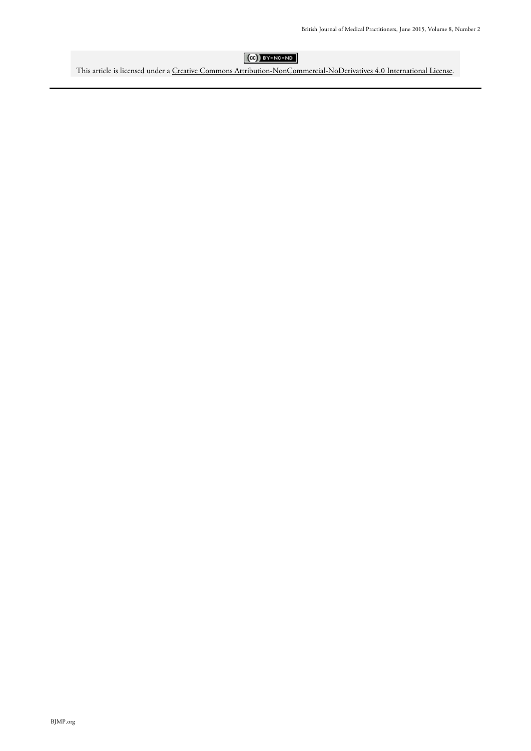(cc) BY-NC-ND

This article is licensed under a Creative Commons Attribution-NonCommercial-NoDerivatives 4.0 International License.